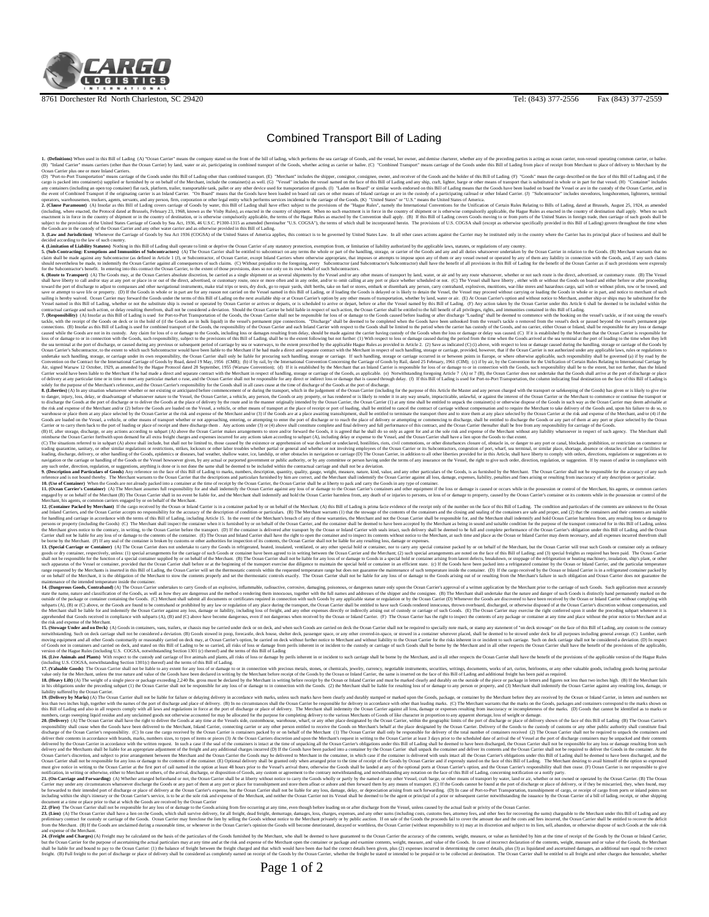8761 Dorchester Rd North Charleston, SC 29420 Tel: (843) 377-2556 Fax (843) 377-2559

# Combined Transport Bill of Lading

**1. (Definitions)** When used in this Bill of Lading (A) "Ocean Carrier" means the company stated on the front of the bill of lading, which performs the sea carriage of Goods, and the vessel, her owner, and demise charterer, whether any of the preceding parties is acting as ocean carrier, non-vessel operating common carrier, or bailee. (B) "Inland Carrier" means carriers (other than the Ocean Carrier) by land, water or air, participating in combined transport of the Goods, whether acting as carrier or bailee. (C) "Combined Transport" means carriage of the Goods under this Bill of Lading from place of receipt from Merchant to place of delivery to Merchant by the Ocean Carrier plus one or more Inland Carriers.
(D) "Port-to-Port Transportation" means carriage of the Goods under this Bill of Lading other than combined transport. (E) "Merchant" includes the shipper, consignor, consignee, owner, and receiver of the Goods and the holder of this Bill of Lading. (F) "Goods" mean the cargo described on the face of this Bill of Lading and, if the cargo is packed into container(s) supplied or furnished by or on behalf of the Merchant, include the container(s) as well. (G) "Vessel" includes the vessel named on the face of this Bill of Lading and any ship, craft, lighter, barge or other means of transport that is substituted in whole or in part for that vessel. (H) "Container" includes any containers (including an open top container) flat rack, platform, trailer, transportable tank, pallet or any other device used for transportation of goods. (I) "Laden on Board" or similar words endorsed on this Bill of Lading means that the Goods have been loaded on board the Vessel or are in the custody of the Ocean Carrier, and in the event of Combined Transport if the originating carrier is an Inland Carrier. "On Board" means that the Goods have been loaded on board rail cars or other means of Inland carriage or are in the custody of a participating railroad or other Inland Carrier. (J) "Subcontractor" includes stevedores, longshoremen, lighterers, terminal operators, warehousemen, truckers, agents, servants, and any person, firm, corporation or other legal entity which performs services incidental to the carriage of the Goods. (K) "United States" or "U.S." means the United States of America.

**2. (Clause Paramount)** (A) Insofar as this Bill of Lading covers carriage of Goods by water, this Bill of Lading shall have effect subject to the provisions of the "Hague Rules", namely the International Conventions for the Unification of Certain Rules Relating to Bills of Lading, dated at Brussels, August 25, 1924, as amended (including, where enacted, the Protocol dated at Brussels, February 23, 1968, known as the Visby Rules), as enacted in the country of shipment. When no such enactment is in force in the country of shipment or is otherwise compulsorily applicable, the Hague Rules as enacted in the country of destination shall apply. When no such enactment is in force in the country of shipment or in the country of destination, or is otherwise compulsorily applicable, the terms of the Hague Rules as enacted by the Convention shall apply. (B) If this Bill of Lading covers Goods moving to or from ports of the United States in foreign trade, then carriage of such goods shall be subject to the provisions of the United States Carriage of Goods by Sea Act, 1936, 46 U.S.C. P1300-1315 as amended (hereinafter "U.S. COGSA"), the terms of which shall be incorporated herein. The provisions of U.S. COGSA (except as otherwise specifically provided in this Bill of Lading) govern throughout the time when the Goods are in the custody of the Ocean Carrier and any other water carrier and as otherwise provided in this Bill of Lading.

**3. (Law and Jurisdiction)** Whenever the Carriage of Goods by Sea Act 1936 (COGSA) of the United States of America applies, this contract is to be governed by United States Law. In all other cases actions against the Carrier may be instituted only in the country where the Carrier has its principal place of business and shall be decided according to the law of such country.

**4. (Limitation of Liability Statutes)** Nothing in this Bill of Lading shall operate to limit or deprive the Ocean Carrier of any statutory protection, exemption from, or limitation of liability authorized by the applicable laws, statutes, or regulations of any country.

**5. (Sub-Contracting: Exemptions and Immunities of Subcontractors)** (A) The Ocean Carrier shall be entitled to subcontract on any terms the whole or part of the handling, storage, or carriage of the Goods and any and all duties whatsoever undertaken by the Ocean Carrier in relation to the Goods. (B) Merchant warrants that no claim shall be made against any Subcontractor (as defined in Article 1 (J), or Subcontractor, of Ocean Carrier, except Inland Carriers where otherwise appropriate, that imposes or attempts to impose upon any of them or any vessel owned or operated by any of them any liability in connection with the Goods, and, if any such claims should nevertheless be made, to indemnify the Ocean Carrier against all consequences of such claims. (C) Without prejudice to the foregoing, every Subcontractor (and Subcontractor's Subcontractor) shall have the benefit of all provisions in this Bill of Lading for the benefit of the Ocean Carrier as if such provisions were expressly for the Subcontractor's benefit. In entering into this contract the Ocean Carrier, to the extent of those provisions, does so not only on its own behalf of such Subcontractors.

**6. (Route to Transport)** (A) The Goods may, at the Ocean Carriers absolute discretion, be carried as a single shipment or as several shipments by the Vessel and/or any other means of transport by land, water, or air and by any route whatsoever, whether or not such route is the direct, advertised, or customary route. (B) The Vessel shall have liberty to call and/or stay at any port or place in or out of the direct, advertised, or customary route, once or more often and in any order, and/or to omit calling at any port or place whether scheduled or not. (C) The Vessel shall have liberty, either with or without the Goods on board and either before or after proceeding toward the port of discharge to adjust to compasses and other navigational instruments, make trial trips or tests, dry dock, go to repair yards, shift berths, take on fuel or stores, embark or disembark any person, carry contraband, explosives, munitions, war-like stores and hazardous cargo, sail with or without pilots, tow or be towed, and save or attempt to save life or property. (D) If the Goods in whole or in part are for any reason not carried on the Vessel named in this Bill of Lading, or if loading the Goods is delayed or is likely to detain the Vessel, the Vessel may proceed without carrying or loading the Goods in whole or in part, and notice to merchant of such sailing is hereby waived. Ocean Carrier may forward the Goods under the terms of this Bill of Lading on the next available ship or at Ocean Carrier's option by any other means of transportation, whether by land, water or air. (E) At Ocean Carrier's option and without notice to Merchant, another ship or ships may be substituted for the Vessel named in this Bill of Lading, whether or not the substitute ship is owned or operated by Ocean Carrier or arrives or departs, or is scheduled to arrive or depart, before or after the Vessel named by this Bill of Lading. (F) Any action taken by the Ocean Carrier under this Article 6 shall be deemed to be included within the contractual carriage and such action, or delay resulting therefrom, shall not be considered a deviation. Should the Ocean Carrier be held liable in respect of such action, the Ocean Carrier shall be entitled to the full benefit of all privileges, rights, and immunities contained in this Bill of Lading.

**7. (Responsibility)** (A) Insofar as this Bill of Lading is used for Port-to-Port Transportation of the Goods, the Ocean Carrier shall not be responsible for loss of or damage to the Goods caused before loading or after discharge. "Loading" shall be deemed to commence with the hooking on the vessel's tackle, or if not using the vessel's tackle, with the receipt of the Goods on deck or in the hold of (if the Goods are in bulk liquid) in the vessel's permanent pipe connections. "Discharge" shall be deemed to be completed when the Goods have been unhooked from the vessel's tackle o removed from the vessel deck or passed beyond the vessel's permanent pipe connections. (B) Insofar as this Bill of Lading is used for combined transport of the Goods, the responsibility of the Ocean Carrier and each Inland Carrier with respect to the Goods shall be limited to the period when the carrier has custody of the Goods, and no carrier, either Ocean or Inland, shall be responsible for any loss or damage caused while the Goods are not in its custody. Any claim for loss of or damage to the Goods, including loss or damages resulting from delay, should be made against the carrier having custody of the Goods when the loss or damage or delay was caused. (C) If it is established by the Merchant that the Ocean Carrier is responsible for loss of or damage to or in connection with the Goods, such responsibility, subject to the provisions of this Bill of Lading, shall be to the extent following but not further: (1) With respect to loss or damage caused during the period from the time when the Goods arrived at the sea terminal at the port of loading to the time when they left the sea terminal at the port of discharge, or caused during any previous or subsequent period of carriage by sea or waterways, to the extent prescribed by the applicable Hague Rules as provided in Article 2; (2) Save as indicated (C) (1) above, with respect to loss or damage caused during the handling, storage or carriage of the Goods by Ocean Carrier's Subcontractor, to the extent to which such Subcontractor would have been liable to the Merchant if he had made a direct and separate contract with the Merchant in respect of such handling, storage or carriage, provided, however, that if the Ocean Carrier is not authorized under any applicable laws, rules or regulations to undertake such handling, storage, or carriage under its own responsibility, the Ocean Carrier shall only be liable for procuring such handling, storage or carriage. If such handling, storage or carriage occurred in or between points in Europe, or where otherwise applicable, such responsibility shall be governed (a) if by road by the Convention on the Contract for the International Carriage of Goods by Road, dated 19 May, 1956 (CMR); (b) if by rail, by the International Convention Concerning the Carriage of Goods by Rail, dated 25 February, 1961 (CIM); (c) if by air, by the Convention for the Unification of Certain Rules Relating to International Carriage by Air, signed Warsaw 12 October, 1929, as amended by the Hague Protocol dated 28 September, 1955 (Warsaw Convention); (d) If it is established by the Merchant that an Inland Carrier is responsible for loss of or damage to or in connection with the Goods, such responsibility shall be to the extent, but not further, that the Inland Carrier would have been liable to the Merchant if he had made a direct and separate contract with the Merchant in respect of handling, storage or carriage of the Goods, as applicable. (e) Notwithstanding foregoing Article 7 (A) or 7 (B), the Ocean Carrier does not undertake that the Goods shall arrive at the port of discharge or place of delivery at any particular time or in time to meet any particular market o ruse, and the Ocean Carrier shall not be responsible for any direct or indirect loss or damage that is caused through delay. (f) If this Bill of Lading is used for Port-to-Port Transportation, the column indicating final destination on the face of this Bill of Lading is solely for the purpose of the Merchant's reference, and the Ocean Carrier's responsibility for the Goods shall in all cases cease at the time of discharge of the Goods at the port of discharge.

**8. (Liberties)** (A) In any situation whatsoever whether or not existing or anticipated before commencement of or during the transport, which in the judgement of the Ocean Carrier (including for the purpose of this Article the Master and any person charged with the transport or safekeeping of the Goods) has given or is likely to give rise to danger, injury, loss, delay, or disadvantage of whatsoever nature to the Vessel, the Ocean Carrier, a vehicle, any person, the Goods or any property, or has rendered or is likely to render it in any way unsafe, impracticable, unlawful, or against the interest of the Ocean Carrier or the Merchant to commence or continue the transport or to discharge the Goods at the port of discharge or to deliver the Goods at the place of delivery by the route and in the manner originally intended by the Ocean Carrier, the Ocean Carrier (1) at any time shall be entitled to unpack the container(s) or otherwise dispose of the Goods in such way as the Ocean Carrier may deem advisable at the risk and expense of the Merchant and/or (2) before the Goods are loaded on the Vessel, a vehicle, or other means of transport at the place of receipt or port of loading, shall be entitled to cancel the contract of carriage without compensation and to require the Merchant to take delivery of the Goods and, upon his failure to do so, to warehouse or place them at any place selected by the Ocean Carrier at the risk and expense of the Merchant and/or (3) if the Goods are at a place awaiting transshipment, shall be entitled to terminate the transport there and to store them at any place selected by the Ocean Carrier at the risk and expense of the Merchant, and/or (4) if the Goods are loaded on the Vessel, a vehicle, or other means of transport whether or not approaching, entering, or attempting to enter the port of discharge or to reach the place of delivery or attempting or commencing to discharge, shall be entitled to discharge the Goods or any part of them at any port or place selected by the Ocean Carrier or to carry them back to the port of loading or place of receipt and there discharge them. Any actions under (3) or (4) above shall constitute complete and final delivery and full performance of this contract, and the Ocean Carrier thereafter shall be free from any responsibility for carriage of the Goods.
(B) If, after storage, discharge, or any actions according to subpart (A) above the Ocean Carrier makes arrangements to store and/or forward the Goods, it is agreed that he shall do so only as agent for and at the sole risk and expense of the Merchant without any liability whatsoever in respect of such agency. The Merchant shall reimburse the Ocean Carrier forthwith upon demand for all extra freight charges and expenses incurred for any actions taken according to subpart (A), including delay or expense to the Vessel, and the Ocean Carrier shall have a lien upon the Goods to that extent.
(C) The situations referred to in subpart (A) above shall include, but shall not be limited to, those caused by the existence or apprehension of war declared or undeclared, hostilities, riots, civil commotions, or other disturbances closure of, obstacle in, or danger to any port or canal, blockade, prohibition, or restriction on commerce or trading quarantine, sanitary, or other similar regulations or restrictions, strikes, lockouts or other labor troubles whether partial or general and whether or not involving employees of the Ocean Carrier or its Subcontractors, congestion of port, wharf, sea terminal, or similar place, shortage, absence or obstacles of labor or facilities for loading, discharge, delivery, or other handling of the Goods, epidemics or diseases, bad weather, shallow water, ice, landslip, or other obstacles to navigation or carriage (D) The Ocean Carrier, in addition to all other liberties provided for in this Article, shall have liberty to comply with orders, directions, regulations or suggestions as to navigation or the carriage or handling of the Goods or the Vessel howsoever given, by any actual or purported government or public authority, or by any committee or person having under the terms of any insurance on the Vessel, the right to give such order, direction, regulation, or suggestion. If by reason of and/or in compliance with any such order, direction, regulation, or suggestions, anything is done or is not done the same shall be deemed to be included within the contractual carriage and shall not be a deviation.

**9. (Description and Particulars of Goods)** Any reference on the face of this Bill of Lading to marks, numbers, description, quantity, quality, gauge, weight, measure, nature, kind, value, and any other particulars of the Goods, is as furnished by the Merchant. The Ocean Carrier shall not be responsible for the accuracy of any such reference and is not bound thereby. The Merchant warrants to the Ocean Carrier that the descriptions and particulars furnished by him are correct, and the Merchant shall indemnify the Ocean Carrier against all loss, damage, expenses, liability, penalties and fines arising or resulting from inaccuracy of any description or particular.

**10. (Use of Container)** When the Goods are not already packed into a container at the time of receipt by the Ocean Carrier, the Ocean Carrier shall be at liberty to pack and carry the Goods in any type of container.

**11. (Ocean Carrier's Container)** (A) The Merchant assumes full responsibility for and shall indemnify the Ocean Carrier against any loss of or damage to the Ocean Carrier's containers and other equipment if the loss or damage is caused or occurs while in the possession or control of the Merchant, his agents, or common carriers engaged by or on behalf of the Merchant (B) The Ocean Carrier shall in no event be liable for, and the Merchant shall indemnify and hold the Ocean Carrier harmless from, any death of or injuries to persons, or loss of or damage to property, caused by the Ocean Carrier's container or its contents while in the possession or control of the Merchant, his agents, or common carriers engaged by or on behalf of the Merchant.

**12. (Container Packed by Merchant)** If cargo received by the Ocean or Inland Carrier is in a container packed by or on behalf of the Merchant. (A) this Bill of Lading is prima facie evidence of the receipt only of the number on the face of this Bill of Lading. The condition and particulars of the contents are unknown to the Ocean and Inland Carriers, and the Ocean Carrier accepts no responsibility for the accuracy of the description of condition or particulars. (B) The Merchant warrants (1) that the stowage of the contents of the containers and the closing and sealing of the containers are safe and proper, and (2) that the containers and their contents are suitable for handling and carriage in accordance with the terms of this Bill of Lading, including Article 15. In the event of the Merchant's breach of any of these warranties, the Merchant and not the Ocean Carrier shall be responsible for, and the Merchant shall indemnify and hold Ocean Carrier harmless from, any resulting loss or damage to persons or property (including the Goods) (C) The Merchant shall inspect the container when it is furnished by or on behalf of the Ocean Carrier, and the container shall be deemed to have been accepted by the Merchant as being in sound and suitable condition for the purpose of the transport contracted for in this Bill of Lading, unless the Merchant gives notice to the contrary, in writing, to the Ocean Carrier before the transport. (D) If the container is delivered after transport by the Ocean or Inland Carrier with seals intact, such delivery shall be deemed to be full and complete performance of the Ocean Carrier's obligation under this Bill of Lading and the Ocean Carrier shall not be liable for any loss of or damage to the contents of the container. (E) The Ocean and Inland Carrier shall have the right to open the container and to inspect its contents without notice to the Merchant, at such time and place as the Ocean or Inland Carrier may deem necessary, and all expenses incurred therefrom shall be borne by the Merchant. (F) If any seal of the container is broken by customs or other authorities for inspection of its contents, the Ocean Carrier shall not be liable for any resulting loss, damage or expenses.

**13. (Special Carriage or Container)** (A) The Ocean Carrier does not undertake to carry the Goods in refrigerated, heated, insulated, ventilated, or any other special hold or container, nor to carry any special container packed by or on behalf of the Merchant, but the Ocean Carrier will treat such Goods or container only as ordinary goods or dry container, respectively, unless: (1) special arrangements for the carriage of such Goods or container have been agreed to in writing between the Ocean Carrier and the Merchant; (2) such special arrangements are noted on the face of this Bill of Lading; and (3) special freight as required has been paid. The Ocean Carrier shall not be responsible for the function of a special container supplied by or on behalf of the Merchant. (B) The Ocean Carrier shall not be liable for any loss of or damage to Goods in a special hold or container arising from latent defects, breakdown, or stoppage of the refrigeration or heating machinery, insulation, ship's plant, or other such apparatus of the Vessel or container, provided that the Ocean Carrier shall before or at the beginning of the transport exercise due diligence to maintain the special hold or container in an efficient state. (C) If the Goods have been packed into a refrigerated container by the Ocean or Inland Carrier, and the particular temperature range requested by the Merchants is inserted in this Bill of Lading, the Ocean Carrier will set the thermostatic controls within the requested temperature range but does not guarantee the maintenance of such temperature inside the container. (D) If the cargo received by the Ocean or Inland Carrier is in a refrigerated container packed by or on behalf of the Merchant, it is the obligation of the Merchant to stow the contents properly and set the thermostatic controls exactly. The Ocean Carrier shall not be liable for any loss of or damage to the Goods arising out of or resulting from the Merchant's failure in such obligation and Ocean Carrier does not guarantee the maintenance of the intended temperature inside the container.

**14. (Dangerous Goods, Contraband)** (A) The Ocean Carrier undertakes to carry Goods of an explosive, inflammable, radioactive, corrosive, damaging, poisonous, or dangerous nature only upon the Ocean Carrier's approval of a written application by the Merchant prior to the carriage of such Goods. Such application must accurately state the name, nature and classification of the Goods, as well as how they are dangerous and the method o rendering them innocuous, together with the full names and addresses of the shipper and the consignee. (B) The Merchant shall undertake that the nature and danger of such Goods is distinctly hand permanently marked on the outside of the package or container containing the Goods. (C) Merchant shall submit all documents or certificates required in connection with such Goods by any applicable statue or regulation or by the Ocean Carrier (D) Whenever the Goods are discovered to have been received by the Ocean or Inland Carrier without complying with subparts (A), (B) or (C) above, or the Goods are found to be contraband or prohibited by any law or regulation of any place during the transport, the Ocean Carrier shall be entitled to have such Goods rendered innocuous, thrown overboard, discharged, or otherwise disposed of at the Ocean Carrier's discretion without compensation, and the Merchant shall be liable for and indemnify the Ocean Carrier against any loss, damage or liability, including loss of freight, and any other expenses directly or indirectly arising out of custody or carriage of such Goods. (E) The Ocean Carrier may exercise the right conferred upon it under the preceding subpart whenever it is apprehended that Goods received in compliance with subparts (A), (B) and (C) above have become dangerous, even if not dangerous when received by the Ocean or Inland Carrier. (F) The Ocean Carrier has the right to inspect the contents of any package or container at any time and place without the prior notice to Merchant and at the risk and expense of the Merchant.

**15. (Stowage Under and on Deck)** (A) Goods in containers, vans, trailers, or chassis may be carried under deck or on deck, and when such Goods are carried on deck the Ocean Carrier shall not be required to specially note mark, or stamp any statement of "on deck stowage" on the face of this Bill of Lading, any custom to the contrary notwithstanding. Such on deck carriage shall not be considered a deviation. (B) Goods stowed in poop, forecastle, deck house, shelter deck, passenger space, or any other covered-in-space, or stowed in a container wherever placed, shall be deemed to be stowed under deck for all purposes including general average. (C) Lumber, earth moving equipment and all other Goods customarily or reasonably carried on deck may, at Ocean Carrier's option, be carried on deck without further notice to Merchant and without liability to the Ocean Carrier for the risks inherent in or incident to such carriage. Such on deck carriage shall not be considered a deviation. (D) In respect of Goods not in containers and carried on deck, and stated on this Bill of Lading to be so carried, all risks of loss or damage from perils inherent in or incident to the custody or carriage of such Goods shall be borne by the Merchant and in all other respects the Ocean Carrier shall have the benefit of the provisions of the applicable version of the Hague Rules (including U.S. COGSA, notwithstanding Section 1301 (c) thereof and the terms of this Bill of Lading

**16. (Live Animals and Plants)** With respect to the custody and carriage of live animals and plants, all risks of loss or damage by perils inherent in or incident to such carriage shall be borne by the Merchant, and in all other respects the Ocean Carrier shall have the benefit of the provisions of the applicable version of the Hague Rules (including U.S. COGSA, notwithstanding Section 1301(c) thereof) and the terms of this Bill of Lading.

**17. (Valuable Goods)** The Ocean Carrier shall not be liable to any extent for any loss of or damage to or in connection with precious metals, stones, or chemicals, jewelry, currency, negotiable instruments, securities, writings, documents, works of art, curios, heirlooms, or any other valuable goods, including goods having particular value only for the Merchant, unless the true nature and value of the Goods have been declared in writing by the Merchant before receipt of the Goods by the Ocean or Inland Carrier, the same is inserted on the face of this Bill of Lading and additional freight has been paid as required.

**18. (Heavy Lift)** (A) The weight of a single piece or package exceeding 2,240 lbs. gross must be declared by the Merchant in writing before receipt by the Ocean or Inland Carrier and must be marked clearly and durably on the outside of the piece or package in letters and figures not less than two inches high. (B) If the Merchant fails in his obligations under the preceding subpart (1) the Ocean Carrier shall not be responsible for any loss of or damage to in connection with the Goods. (2) the Merchant shall be liable for resulting loss of or damage to any person or property, and (3) Merchant shall indemnify the Ocean Carrier against any resulting loss, damage, or liability suffered by the Ocean Carrier.

**19. (Delivery by Marks)** (A) The Ocean Carrier shall not be liable for failure or delaying delivery in accordance with marks, unless such marks have been clearly and durably stamped or marked upon the Goods, package, or container by the Merchant before they are received by the Ocean or Inland Carrier, in letters and numbers not less than two inches high, together with the names of the port of discharge and place of delivery. (B) In no circumstances shall the Ocean Carrier be responsible for delivery in accordance with other than leading marks. (C) The Merchant warrants that the marks on the Goods, packages and containers correspond to the marks shown on this Bill of Lading and also in all respects comply with all laws and regulations in force at the port of discharge or place of delivery. The Merchant shall indemnify the Ocean Carrier against all loss, damage or expenses resulting from inaccuracy or incompleteness of the marks. (D) Goods that cannot be identified as to marks or numbers, cargo sweeping liquid residue and any unclaimed goods not otherwise accounted for may be allocated for the purpose for completing delivery to the various Merchants of Goods of like character in proportion to any apparent shortage, loss of weight or damage.

**20. (Delivery)** (A) The Ocean Carrier shall have the right to deliver the Goods at any time at the Vessels side, customhouse, warehouse, wharf, or any other place designated by the Ocean Carrier, within the geographic limits of the port of discharge or place of delivery shown of the face of this Bill of Lading (B) The Ocean Carrier's responsibility shall cease when the Goods have been delivered to the Merchant, Inland Carrier, connecting carrier or any other person entitled to receive the Goods on the Merchant's behalf at the place designated by the Ocean Carrier. Delivery of the Goods to the custody of customs or any other public authority shall constitute final discharge of the Ocean Carrier's responsibility. (C) In case the cargo received by the Ocean Carrier is containers packed by or on behalf of the Merchant (1) The Ocean Carrier shall only be responsible for delivery of the total number of containers received (2) The Ocean Carrier shall not be required to unpack the containers and deliver their contents in accordance with brands, marks, numbers sizes, to types of items or pieces (3) At the Ocean Carriers discretion and upon Merchant's request in writing to the Ocean Carrier at least 3 days prior to the scheduled date of arrival of the Vessel at the port of discharge containers may be unpacked and their contents delivered by the Ocean Carrier in accordance with the written request. In such a case if the seal of the containers is intact at the time of unpacking all the Ocean Carrier's obligations under this Bill of Lading shall be deemed to have been discharged, the Ocean Carrier shall not be responsible for any loss or damage resulting from such delivery and the Merchants shall be liable for an appropriate adjustment of the freight and any additional charges incurred (D) If the Goods have been packed into a container by the Ocean Carrier shall unpack the container and deliver its contents and the Ocean Carrier shall not be required to deliver the Goods in the container. At the Ocean Carrier's discretion, and subject to prior arrangement between the Merchant and the Ocean Carrier the Goods may be delivered to Merchant in the container, in which case if the container is delivered with seals intact all the Ocean Carrier's obligations under this Bill of Lading shall be deemed to have been discharged, and the Ocean Carrier shall not be responsible for any loss or damage to the contents of the container. (E) Optional delivery shall be granted only when arranged prior to the time of receipt of the Goods by Ocean Carrier and if expressly stated on the face of this Bill of Lading. The Merchant desiring to avail himself of the option so expressed must give notice in writing to the Ocean Carrier at the first port of call named in the option at least 48 hours prior to the Vessel's arrival there, otherwise the Goods shall be landed at any of the optional ports at Ocean Carrier's option, and the Ocean Carrier's responsibility shall then cease. (F) Ocean Carrier is not responsible to give notification, in writing or otherwise, either to Merchant or others, of the arrival, discharge, or disposition of Goods, any custom or agreement to the contrary notwithstanding, and notwithstanding any notation on the face of this Bill of Lading, concerning notification a notify party.

**21. (On-Carriage and Forwarding)** (A) Whether arranged beforehand or not, the Ocean Carrier shall be at liberty without notice to carry the Goods wholly or partly by the named or any other Vessel, craft barge, or other means of transport by water, land or air, whether or not owned or operated by the Ocean Carrier. (B) The Ocean Carrier may under any circumstances whatsoever discharge the Goods or any part of them at any port or place for transshipment and store them afloat or ashore and then forward them by any means of transport. (C) If the Goods cannot be found at the port of discharge or place of delivery, or if they be miscarried, they, when found, may be forwarded to their intended port of discharge or place of delivery at the Ocean Carrier's expense, but the Ocean Carrier shall not be liable for any loss, damage, delay, or depreciation arising from such forwarding. (D) In case of Port-to-Port Transportation, transshipment of cargo, or receipt of cargo from ports or inland points not including within the ship's itinerary or the Ocean Carrier's service, is to be at the sole risk and expense of the Merchant, and neither the Ocean Carrier nor its Vessel shall be deemed to be the agent or principal of a prior or subsequent carrier notwithstanding the issuance by the Ocean Carrier of a bill of lading, receipt, or other shipping document at a time or place prior to that at which the Goods are received by the Ocean Carrier

**22. (Fire)** The Ocean Carrier shall not be responsible for any loss of or damage to the Goods arising from fire occurring at any time, even though before loading on or after discharge from the Vessel, unless caused by the actual fault or privity of the Ocean Carrier.

**23. (Lien)** (A) The Ocean Carrier shall have a lien on the Goods, which shall survive delivery, for all freight, dead freight, demurrage, damages, loss, charges, expenses, and any other sums (including costs, customs fees, attorney fees, and other fees for recovering the sums) chargeable to the Merchant under this Bill of Lading and any preliminary contract for custody or carriage of the Goods. Ocean Carrier may foreclose the lien by selling the Goods without notice to the Merchant privately or by public auction. If on sale of the Goods the proceeds fail to cover the amount due and the costs and fees incurred, the Ocean Carrier shall be entitled to recover the deficit from the Merchant. (B) If the Goods are unclaimed during a reasonable time, or whenever in the Ocean Carrier's opinion the Goods will become deteriorated, decayed or worthless, the Ocean Carrier (without responsibility to it) may at its discretion and subject to its lien, sell, abandon, or otherwise dispose of such Goods at the sole risk and expense of the Merchant.

**24. (Freight and Charges)** (A) Freight may be calculated on the basis of the particulars of the Goods furnished by the Merchant, who shall be deemed to have guaranteed to the Ocean Carrier the accuracy of the contents, weight, measure, or value as furnished by him at the time of receipt of the Goods by the Ocean or Inland Carrier, but the Ocean Carrier for the purpose of ascertaining the actual particulars may at any time and at the risk and expense of the Merchant open the container or package and examine contents, weight, measure, and value of the Goods. In case of incorrect declaration of the contents, weight, measure and or value of the Goods, the Merchant shall be liable for and bound to pay to the Ocean Carrier: (1) the balance of freight between the freight charged and that which would have been due had the correct details been given, plus (2) expenses incurred in determining the correct details, plus (3) as liquidated and ascertained damages, an additional sum equal to the correct freight. (B) Full freight to the port of discharge or place of delivery shall be considered as completely earned on receipt of the Goods by the Ocean Carrier, whether the freight be stated or intended to be prepaid or to be collected at destination. The Ocean Carrier shall be entitled to all freight and other charges due hereunder, whether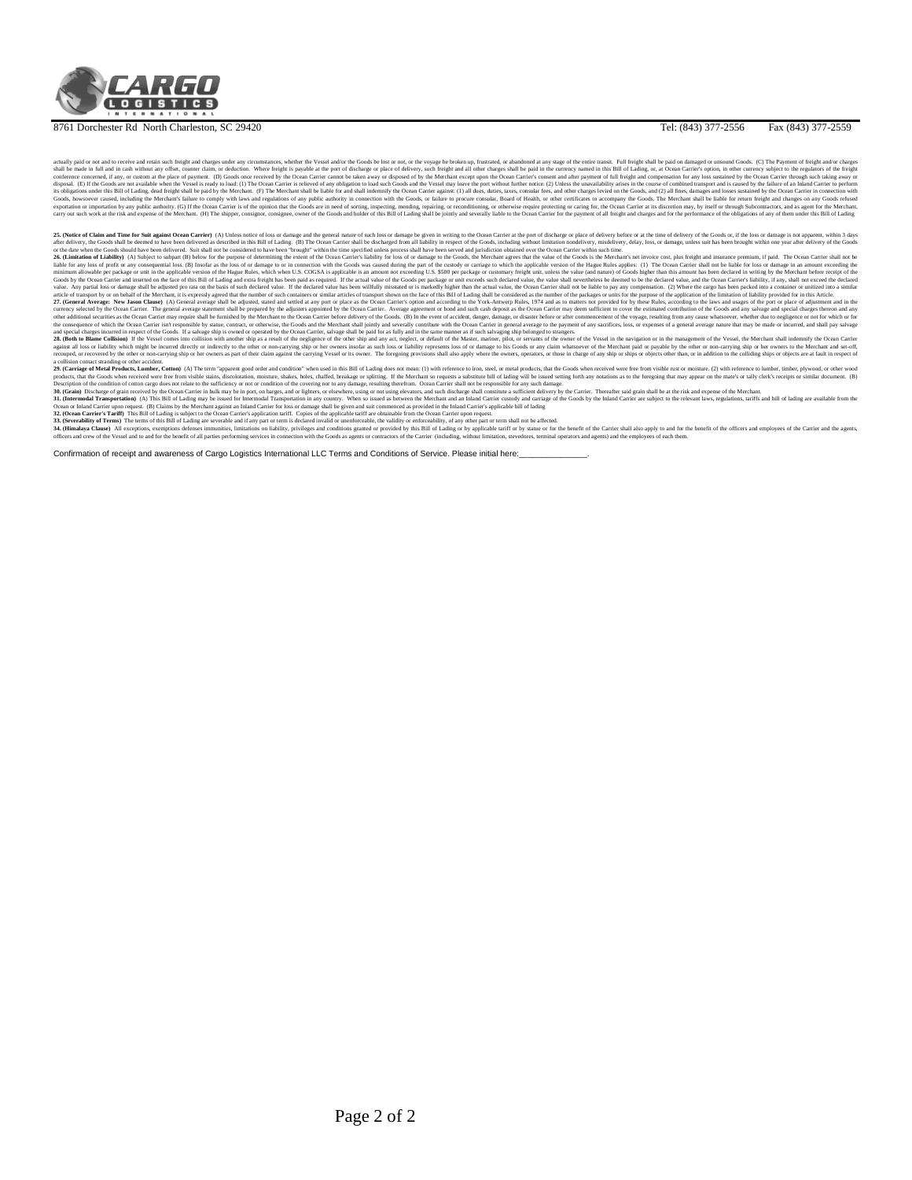8761 Dorchester Rd North Charleston, SC 29420 Tel: (843) 377-2556 Fax (843) 377-2559

actually paid or not and to receive and retain such freight and charges under any circumstances, whether the Vessel and/or the Goods be lost or not, or the voyage be broken up, frustrated, or abandoned at any stage of the entire transit. Full freight shall be paid on damaged or unsound Goods. (C) The Payment of freight and/or charges shall be made in full and in cash without any offset, counter claim, or deduction. Where freight is payable at the port of discharge or place of delivery, such freight and all other charges shall be paid in the currency named in this Bill of Lading, or, at Ocean Carrier's option, in other currency subject to the regulators of the freight conference concerned, if any, or custom at the place of payment. (D) Goods once received by the Ocean Carrier cannot be taken away or disposed of by the Merchant except upon the Ocean Carrier's consent and after payment of full freight and compensation for any loss sustained by the Ocean Carrier through such taking away or disposal. (E) If the Goods are not available when the Vessel is ready to load: (1) The Ocean Carrier is relieved of any obligation to load such Goods and the Vessel may leave the port without further notice. (2) Unless the unavailability arises in the course of combined transport and is caused by the failure of an Inland Carrier to perform its obligations under this Bill of Lading, dead freight shall be paid by the Merchant. (F) The Merchant shall be liable for and shall indemnify the Ocean Carrier against: (1) all dues, duties, taxes, consular fees, and other charges levied on the Goods, and (2) all fines, damages and losses sustained by the Ocean Carrier in connection with Goods, howsoever caused, including the Merchant's failure to comply with laws and regulations of any public authority in connection with the Goods, or failure to procure consular, Board of Health, or other certificates to accompany the Goods. The Merchant shall be liable for return freight and charges on any Goods refused exportation or importation by any public authority. (G) If the Ocean Carrier is of the opinion that the Goods are in need of sorting, inspecting, mending, repairing, or reconditioning, or otherwise require protecting or caring for, the Ocean Carrier at its discretion may, by itself or through Subcontractors, and as agent for the Merchant, carry out such work at the risk and expense of the Merchant. (H) The shipper, consignor, consignee, owner of the Goods and holder of this Bill of Lading shall be jointly and severally liable to the Ocean Carrier for the payment of all freight and charges and for the performance of the obligations of any of them under this Bill of Lading

**25. (Notice of Claim and Time for Suit against Ocean Carrier)** (A) Unless notice of loss or damage and the general nature of such loss or damage be given in writing to the Ocean Carrier at the port of discharge or place of delivery before or at the time of delivery of the Goods or, if the loss or damage is not apparent, within 3 days after delivery, the Goods shall be deemed to have been delivered as described in this Bill of Lading. (B) The Ocean Carrier shall be discharged from all liability in respect of the Goods, including without limitation nondelivery, misdelivery, delay, loss, or damage, unless suit has been brought within one year after delivery of the Goods or the date when the Goods should have been delivered. Suit shall not be considered to have been "brought" within the time specified unless process shall have been served and jurisdiction obtained over the Ocean Carrier within such time.

**26. (Limitation of Liability)** (A) Subject to subpart (B) below for the purpose of determining the extent of the Ocean Carrier's liability for loss of or damage to the Goods, the Merchant agrees that the value of the Goods is the Merchant's net invoice cost, plus freight and insurance premium, if paid. The Ocean Carrier shall not be liable for any loss of profit or any consequential loss. (B) Insofar as the loss of or damage to or in connection with the Goods was caused during the part of the custody or carriage to which the applicable version of the Hague Rules applies: (1) The Ocean Carrier shall not be liable for loss or damage in an amount exceeding the minimum allowable per package or unit in the applicable version of the Hague Rules, which when U.S. COGSA is applicable is an amount not exceeding U.S. $500 per package or customary freight unit, unless the value (and nature) of Goods higher than this amount has been declared in writing by the Merchant before receipt of the Goods by the Ocean Carrier and inserted on the face of this Bill of Lading and extra freight has been paid as required. If the actual value of the Goods per package or unit exceeds such declared value, the value shall nevertheless be deemed to be the declared value, and the Ocean Carrier's liability, if any, shall not exceed the declared value. Any partial loss or damage shall be adjusted pro rata on the basis of such declared value. If the declared value has been willfully misstated or is markedly higher than the actual value, the Ocean Carrier shall not be liable to pay any compensation. (2) Where the cargo has been packed into a container or unitized into a similar article of transport by or on behalf of the Merchant, it is expressly agreed that the number of such containers or similar articles of transport shown on the face of this Bill of Lading shall be considered as the number of the packages or units for the purpose of the application of the limitation of liability provided for in this Article.

**27. (General Average: New Jason Clause)** (A) General average shall be adjusted, stated and settled at any port or place as the Ocean Carrier's option and according to the York-Antwerp Rules, 1974 and as to matters not provided for by these Rules, according to the laws and usages of the port or place of adjustment and in the currency selected by the Ocean Carrier. The general average statement shall be prepared by the adjusters appointed by the Ocean Carrier. Average agreement or bond and such cash deposit as the Ocean Carrier may deem sufficient to cover the estimated contribution of the Goods and any salvage and special charges thereon and any other additional securities as the Ocean Carrier may require shall be furnished by the Merchant to the Ocean Carrier before delivery of the Goods. (B) In the event of accident, danger, damage, or disaster before or after commencement of the voyage, resulting from any cause whatsoever, whether due to negligence or not for which or for the consequence of which the Ocean Carrier isn't responsible by statue, contract, or otherwise, the Goods and the Merchant shall jointly and severally contribute with the Ocean Carrier in general average to the payment of any sacrifices, loss, or expenses of a general average nature that may be made or incurred, and shall pay salvage and special charges incurred in respect of the Goods. If a salvage ship is owned or operated by the Ocean Carrier, salvage shall be paid for as fully and in the same manner as if such salvaging ship belonged to strangers.

**28. (Both to Blame Collision)** If the Vessel comes into collision with another ship as a result of the negligence of the other ship and any act, neglect, or default of the Master, mariner, pilot, or servants of the owner of the Vessel in the navigation or in the management of the Vessel, the Merchant shall indemnify the Ocean Carrier against all loss or liability which might be incurred directly or indirectly to the other or non-carrying ship or her owners insofar as such loss or liability represents loss of or damage to his Goods or any claim whatsoever of the Merchant paid or payable by the other or non-carrying ship or her owners to the Merchant and set-off, recouped, or recovered by the other or non-carrying ship or her owners as part of their claim against the carrying Vessel or its owner. The foregoing provisions shall also apply where the owners, operators, or those in charge of any ship or ships or objects other than, or in addition to the colliding ships or objects are at fault in respect of a collision contact stranding or other accident.

**29. (Carriage of Metal Products, Lumber, Cotton)** (A) The term "apparent good order and condition" when used in this Bill of Lading does not mean: (1) with reference to iron, steel, or metal products, that the Goods when received were free from visible rust or moisture. (2) with reference to lumber, timber, plywood, or other wood products, that the Goods when received were free from visible stains, discoloration, moisture, shakes, holes, chaffed, breakage or splitting. If the Merchant so requests a substitute bill of lading will be issued setting forth any notations as to the foregoing that may appear on the mate's or tally clerk's receipts or similar document. (B) Description of the condition of cotton cargo does not relate to the sufficiency or not or condition of the covering nor to any damage, resulting therefrom. Ocean Carrier shall not be responsible for any such damage.

**30. (Grain)** Discharge of grain received by the Ocean Carrier in bulk may be in port, on barges, and or lighters, or elsewhere, using or not using elevators, and such discharge shall constitute a sufficient delivery by the Carrier. Thereafter said grain shall be at the risk and expense of the Merchant.

**31. (Intermodal Transportation)** (A) This Bill of Lading may be issued for Intermodal Transportation in any country. When so issued as between the Merchant and an Inland Carrier custody and carriage of the Goods by the Inland Carrier are subject to the relevant laws, regulations, tariffs and bill of lading are available from the Ocean or Inland Carrier upon request. (B) Claims by the Merchant against an Inland Carrier for loss or damage shall be given and suit commenced as provided in the Inland Carrier's applicable bill of lading

**32. (Ocean Carrier's Tariff)** This Bill of Lading is subject to the Ocean Carrier's application tariff. Copies of the applicable tariff are obtainable from the Ocean Carrier upon request.

**33. (Severability of Terms)** The terms of this Bill of Lading are severable and if any part or term is declared invalid or unenforceable, the validity or enforceability, of any other part or term shall not be affected.

**34. (Himalaya Clause)** All exceptions, exemptions defenses immunities, limitations on liability, privileges and conditions granted or provided by this Bill of Lading or by applicable tariff or by statue or for the benefit of the Carrier shall also apply to and for the benefit of the officers and employees of the Carrier and the agents, officers and crew of the Vessel and to and for the benefit of all parties performing services in connection with the Goods as agents or contractors of the Carrier (including, without limitation, stevedores, terminal operators and agents) and the employees of each them.

Confirmation of receipt and awareness of Cargo Logistics International LLC Terms and Conditions of Service. Please initial here:_______________.